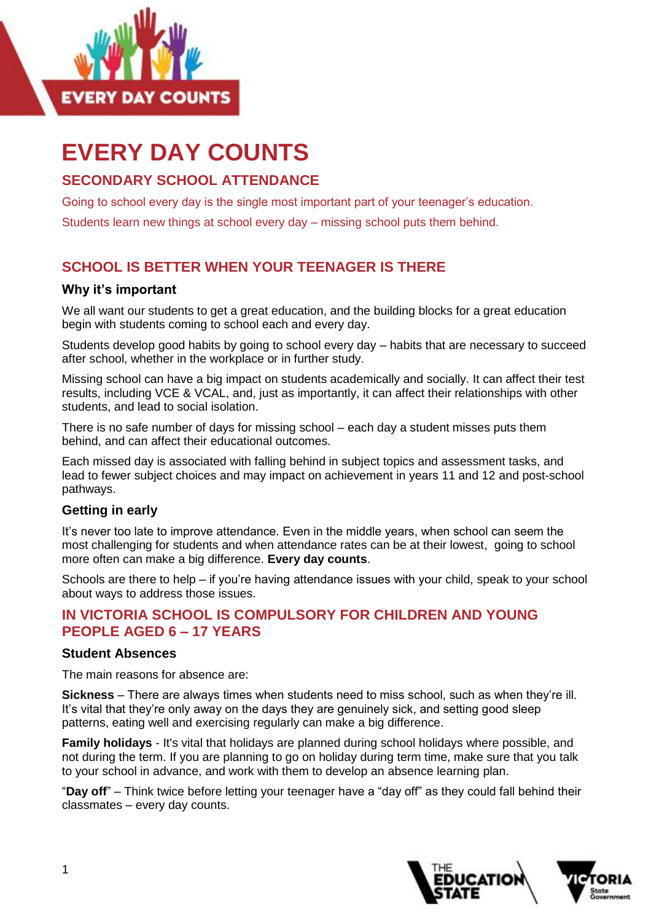# EVERY DAY COUNTS

## SECONDARY SCHOOL ATTENDANCE

Going to school every day is the single most important part of your teenager's education.

Students learn new things at school every day – missing school puts them behind.

## SCHOOL IS BETTER WHEN YOUR TEENAGER IS THERE

### Why it's important

We all want our students to get a great education, and the building blocks for a great education begin with students coming to school each and every day.

Students develop good habits by going to school every day – habits that are necessary to succeed after school, whether in the workplace or in further study.

Missing school can have a big impact on students academically and socially. It can affect their test results, including VCE & VCAL, and, just as importantly, it can affect their relationships with other students, and lead to social isolation.

There is no safe number of days for missing school – each day a student misses puts them behind, and can affect their educational outcomes.

Each missed day is associated with falling behind in subject topics and assessment tasks, and lead to fewer subject choices and may impact on achievement in years 11 and 12 and post-school pathways.

### Getting in early

It's never too late to improve attendance. Even in the middle years, when school can seem the most challenging for students and when attendance rates can be at their lowest, going to school more often can make a big difference. **Every day counts**.

Schools are there to help – if you're having attendance issues with your child, speak to your school about ways to address those issues.

## IN VICTORIA SCHOOL IS COMPULSORY FOR CHILDREN AND YOUNG PEOPLE AGED 6 – 17 YEARS

### Student Absences

The main reasons for absence are:

**Sickness** – There are always times when students need to miss school, such as when they're ill. It's vital that they're only away on the days they are genuinely sick, and setting good sleep patterns, eating well and exercising regularly can make a big difference.

**Family holidays** - It's vital that holidays are planned during school holidays where possible, and not during the term. If you are planning to go on holiday during term time, make sure that you talk to your school in advance, and work with them to develop an absence learning plan.

"**Day off**" – Think twice before letting your teenager have a "day off" as they could fall behind their classmates – every day counts.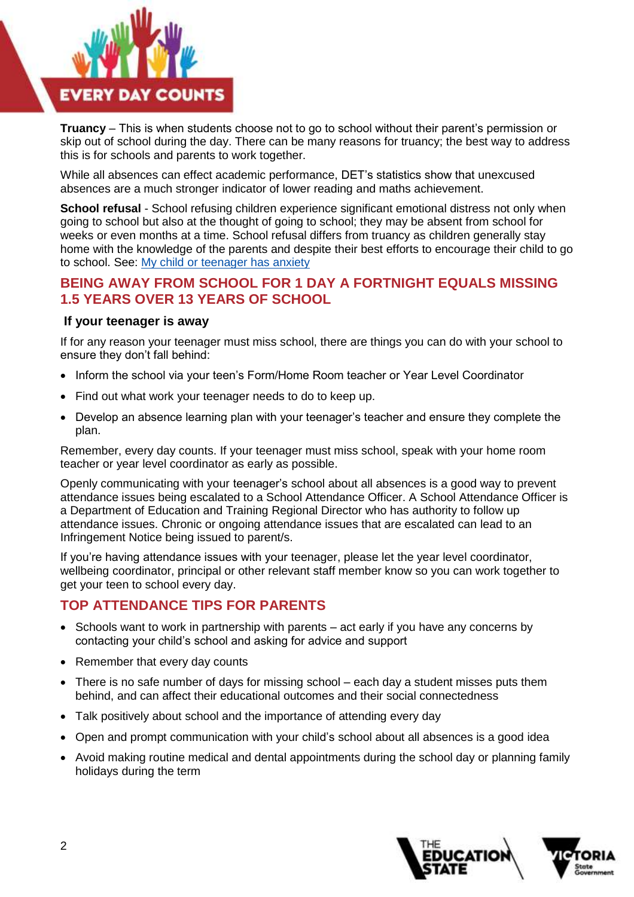**Truancy** – This is when students choose not to go to school without their parent's permission or skip out of school during the day. There can be many reasons for truancy; the best way to address this is for schools and parents to work together.

While all absences can effect academic performance, DET's statistics show that unexcused absences are a much stronger indicator of lower reading and maths achievement.

**School refusal** - School refusing children experience significant emotional distress not only when going to school but also at the thought of going to school; they may be absent from school for weeks or even months at a time. School refusal differs from truancy as children generally stay home with the knowledge of the parents and despite their best efforts to encourage their child to go to school. See: [My child or teenager has anxiety]()

## BEING AWAY FROM SCHOOL FOR 1 DAY A FORTNIGHT EQUALS MISSING 1.5 YEARS OVER 13 YEARS OF SCHOOL

### If your teenager is away

If for any reason your teenager must miss school, there are things you can do with your school to ensure they don't fall behind:

- Inform the school via your teen's Form/Home Room teacher or Year Level Coordinator
- Find out what work your teenager needs to do to keep up.
- Develop an absence learning plan with your teenager's teacher and ensure they complete the plan.

Remember, every day counts. If your teenager must miss school, speak with your home room teacher or year level coordinator as early as possible.

Openly communicating with your teenager's school about all absences is a good way to prevent attendance issues being escalated to a School Attendance Officer. A School Attendance Officer is a Department of Education and Training Regional Director who has authority to follow up attendance issues. Chronic or ongoing attendance issues that are escalated can lead to an Infringement Notice being issued to parent/s.

If you're having attendance issues with your teenager, please let the year level coordinator, wellbeing coordinator, principal or other relevant staff member know so you can work together to get your teen to school every day.

## TOP ATTENDANCE TIPS FOR PARENTS

- Schools want to work in partnership with parents – act early if you have any concerns by contacting your child's school and asking for advice and support
- Remember that every day counts
- There is no safe number of days for missing school – each day a student misses puts them behind, and can affect their educational outcomes and their social connectedness
- Talk positively about school and the importance of attending every day
- Open and prompt communication with your child's school about all absences is a good idea
- Avoid making routine medical and dental appointments during the school day or planning family holidays during the term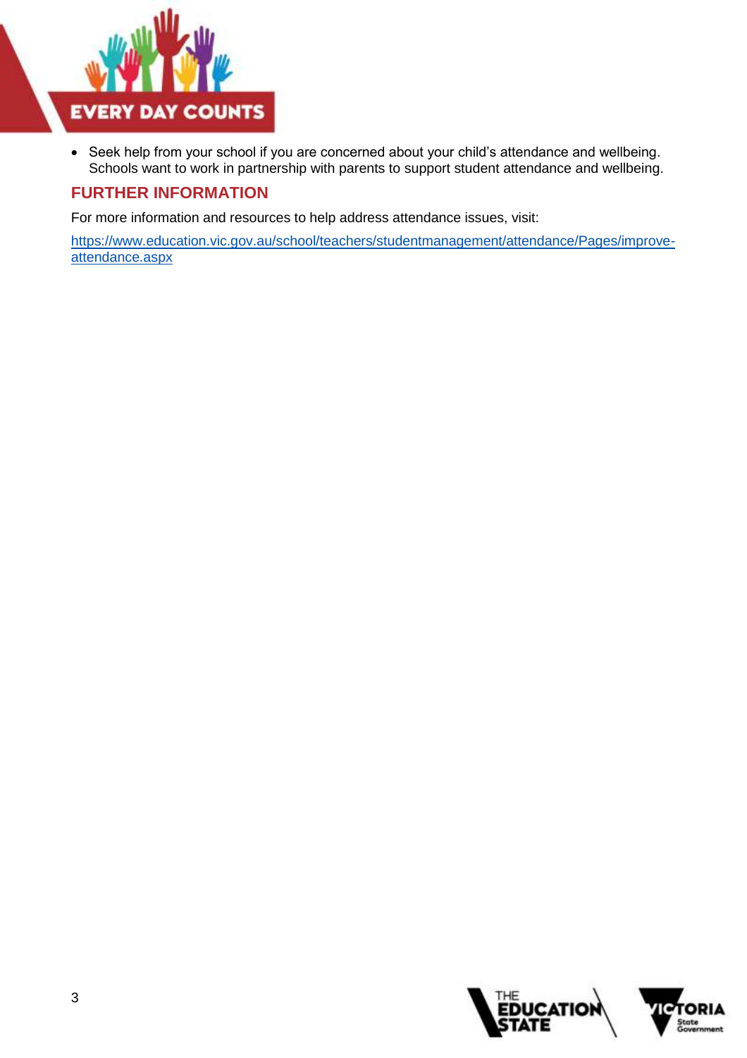- Seek help from your school if you are concerned about your child's attendance and wellbeing. Schools want to work in partnership with parents to support student attendance and wellbeing.

## FURTHER INFORMATION

For more information and resources to help address attendance issues, visit:

https://www.education.vic.gov.au/school/teachers/studentmanagement/attendance/Pages/improve-attendance.aspx